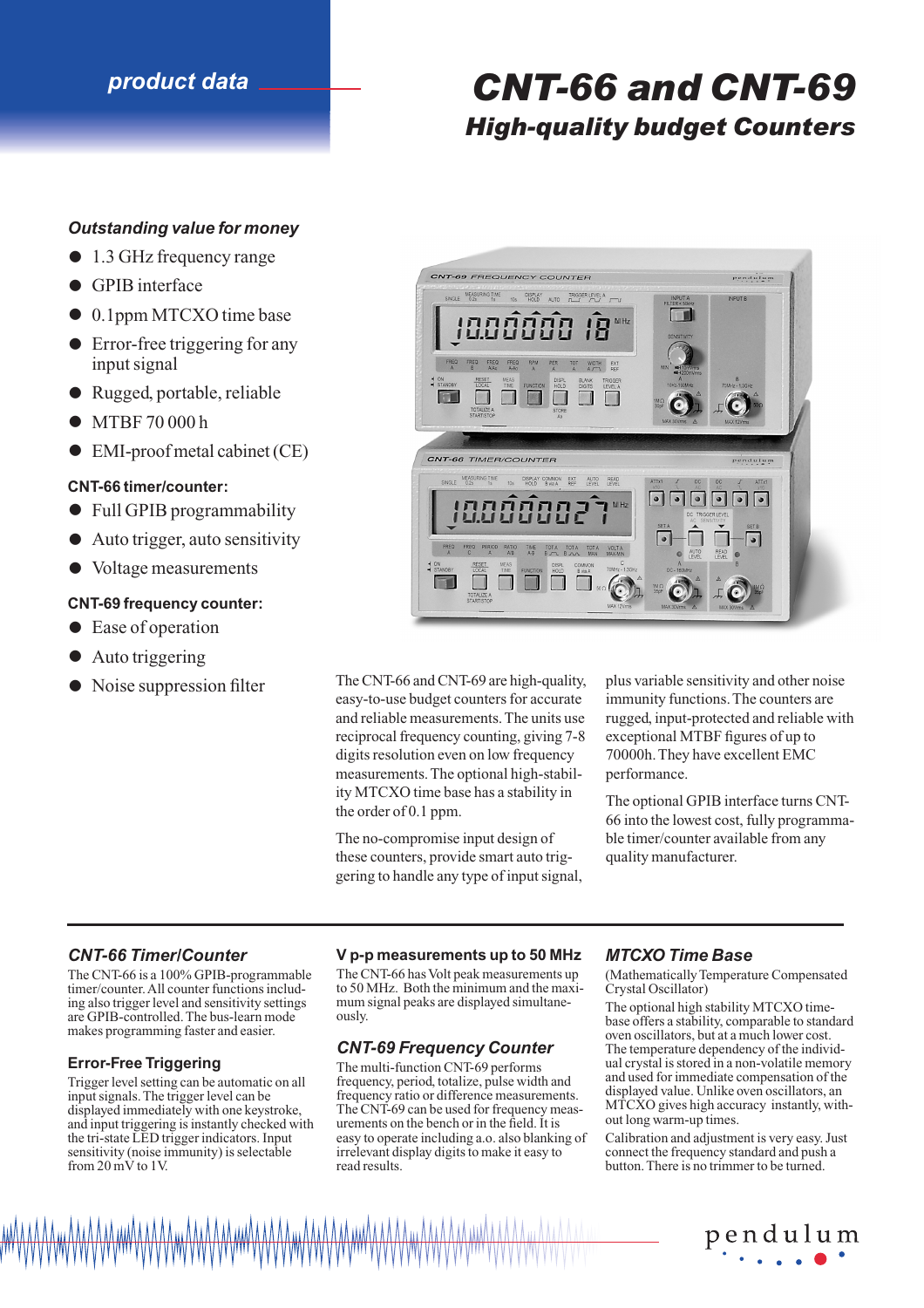product data

# CNT-66 and CNT-69

## High-quality budget Counters

### *Outstanding value for money*

- 1.3 GHz frequency range
- GPIB interface
- 0.1ppm MTCXO time base
- Error-free triggering for any input signal
- Rugged, portable, reliable
- MTBF 70 000 h
- EMI-proof metal cabinet (CE)

**CNT-66 timer/counter:**

- Full GPIB programmability
- Auto trigger, auto sensitivity
- Voltage measurements

**CNT-69 frequency counter:**

- Ease of operation
- Auto triggering
- Noise suppression filter

The CNT-66 and CNT-69 are high-quality, easy-to-use budget counters for accurate and reliable measurements. The units use reciprocal frequency counting, giving 7-8 digits resolution even on low frequency measurements. The optional high-stability MTCXO time base has a stability in the order of 0.1 ppm.

The no-compromise input design of these counters, provide smart auto triggering to handle any type of input signal, plus variable sensitivity and other noise immunity functions. The counters are rugged, input-protected and reliable with exceptional MTBF figures of up to 70000h. They have excellent EMC performance.

The optional GPIB interface turns CNT-66 into the lowest cost, fully programmable timer/counter available from any quality manufacturer.

### *CNT-66 Timer/Counter*

The CNT-66 is a 100% GPIB-programmable timer/counter. All counter functions including also trigger level and sensitivity settings are GPIB-controlled. The bus-learn mode makes programming faster and easier.

### Error-Free Triggering

Trigger level setting can be automatic on all input signals. The trigger level can be displayed immediately with one keystroke, and input triggering is instantly checked with the tri-state LED trigger indicators. Input sensitivity (noise immunity) is selectable from 20 mV to 1V.

### V p-p measurements up to 50 MHz

The CNT-66 has Volt peak measurements up to 50 MHz. Both the minimum and the maximum signal peaks are displayed simultaneously.

### *CNT-69 Frequency Counter*

The multi-function CNT-69 performs frequency, period, totalize, pulse width and frequency ratio or difference measurements. The CNT-69 can be used for frequency measurements on the bench or in the field. It is easy to operate including a.o. also blanking of irrelevant display digits to make it easy to read results.

### *MTCXO Time Base*

(Mathematically Temperature Compensated Crystal Oscillator)

The optional high stability MTCXO timebase offers a stability, comparable to standard oven oscillators, but at a much lower cost. The temperature dependency of the individual crystal is stored in a non-volatile memory and used for immediate compensation of the displayed value. Unlike oven oscillators, an MTCXO gives high accuracy instantly, without long warm-up times.

Calibration and adjustment is very easy. Just connect the frequency standard and push a button. There is no trimmer to be turned.

pendulum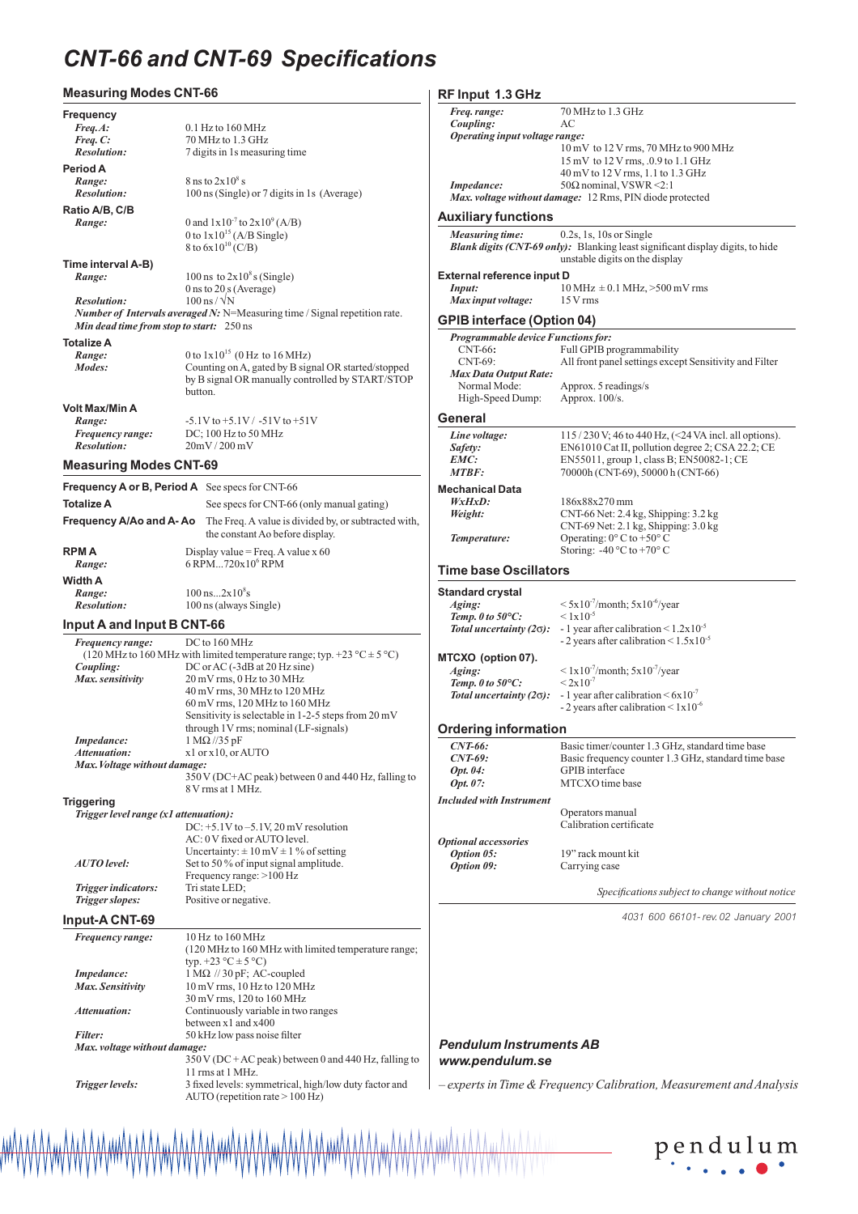# CNT-66 and CNT-69 Specifications

## Measuring Modes CNT-66

### Frequency

| | |
|---|---|
| ***Freq. A:*** | 0.1 Hz to 160 MHz |
| ***Freq. C:*** | 70 MHz to 1.3 GHz |
| ***Resolution:*** | 7 digits in 1s measuring time |

### Period A

| | |
|---|---|
| ***Range:*** | 8 ns to $2x10^8$ s |
| ***Resolution:*** | 100 ns (Single) or 7 digits in 1s (Average) |

### Ratio A/B, C/B

| | |
|---|---|
| ***Range:*** | 0 and $1x10^{-7}$ to $2x10^9$ (A/B)<br>0 to $1x10^{15}$ (A/B Single)<br>8 to $6x10^{10}$ (C/B) |

### Time interval A-B)

| | |
|---|---|
| ***Range:*** | 100 ns to $2x10^8$ s (Single)<br>0 ns to 20 s (Average) |
| ***Resolution:*** | 100 ns / $\sqrt{N}$ |

***Number of Intervals averaged N:*** N=Measuring time / Signal repetition rate.
***Min dead time from stop to start:*** 250 ns

### Totalize A

| | |
|---|---|
| ***Range:*** | 0 to $1x10^{15}$ (0 Hz to 16 MHz) |
| ***Modes:*** | Counting on A, gated by B signal OR started/stopped by B signal OR manually controlled by START/STOP button. |

### Volt Max/Min A

| | |
|---|---|
| ***Range:*** | -5.1V to +5.1V / -51V to +51V |
| ***Frequency range:*** | DC; 100 Hz to 50 MHz |
| ***Resolution:*** | 20mV / 200 mV |

## Measuring Modes CNT-69

| | |
|---|---|
| **Frequency A or B, Period A** | See specs for CNT-66 |
| **Totalize A** | See specs for CNT-66 (only manual gating) |
| **Frequency A/Ao and A- Ao** | The Freq. A value is divided by, or subtracted with, the constant Ao before display. |
| **RPM A** | Display value = Freq. A value x 60 |
| ***Range:*** | 6 RPM...$720x10^6$ RPM |

### Width A

| | |
|---|---|
| ***Range:*** | 100 ns...$2x10^8$s |
| ***Resolution:*** | 100 ns (always Single) |

## Input A and Input B CNT-66

| | |
|---|---|
| ***Frequency range:*** | DC to 160 MHz |

(120 MHz to 160 MHz with limited temperature range; typ. +23 °C ± 5 °C)

| | |
|---|---|
| ***Coupling:*** | DC or AC (-3dB at 20 Hz sine) |
| ***Max. sensitivity*** | 20 mV rms, 0 Hz to 30 MHz<br>40 mV rms, 30 MHz to 120 MHz<br>60 mV rms, 120 MHz to 160 MHz<br>Sensitivity is selectable in 1-2-5 steps from 20 mV through 1V rms; nominal (LF-signals) |
| ***Impedance:*** | 1 MΩ //35 pF |
| ***Attenuation:*** | x1 or x10, or AUTO |

***Max. Voltage without damage:***
350 V (DC+AC peak) between 0 and 440 Hz, falling to 8 V rms at 1 MHz.

### Triggering

***Trigger level range (x1 attenuation):***

| | |
|---|---|
| | DC: +5.1V to –5.1V, 20 mV resolution<br>AC: 0 V fixed or AUTO level.<br>Uncertainty: ± 10 mV ± 1 % of setting |
| ***AUTO level:*** | Set to 50 % of input signal amplitude.<br>Frequency range: >100 Hz |
| ***Trigger indicators:*** | Tri state LED; |
| ***Trigger slopes:*** | Positive or negative. |

## Input-A CNT-69

| | |
|---|---|
| ***Frequency range:*** | 10 Hz to 160 MHz<br>(120 MHz to 160 MHz with limited temperature range; typ. +23 °C ± 5 °C) |
| ***Impedance:*** | 1 MΩ // 30 pF; AC-coupled |
| ***Max. Sensitivity*** | 10 mV rms, 10 Hz to 120 MHz<br>30 mV rms, 120 to 160 MHz |
| ***Attenuation:*** | Continuously variable in two ranges between x1 and x400 |
| ***Filter:*** | 50 kHz low pass noise filter |

***Max. voltage without damage:***
350 V (DC + AC peak) between 0 and 440 Hz, falling to 11 rms at 1 MHz.

| | |
|---|---|
| ***Trigger levels:*** | 3 fixed levels: symmetrical, high/low duty factor and AUTO (repetition rate > 100 Hz) |

## RF Input 1.3 GHz

| | |
|---|---|
| ***Freq. range:*** | 70 MHz to 1.3 GHz |
| ***Coupling:*** | AC |

***Operating input voltage range:***
10 mV to 12 V rms, 70 MHz to 900 MHz
15 mV to 12 V rms, .0.9 to 1.1 GHz
40 mV to 12 V rms, 1.1 to 1.3 GHz

| | |
|---|---|
| ***Impedance:*** | 50Ω nominal, VSWR <2:1 |

***Max. voltage without damage:*** 12 Rms, PIN diode protected

## Auxiliary functions

| | |
|---|---|
| ***Measuring time:*** | 0.2s, 1s, 10s or Single |
| ***Blank digits (CNT-69 only):*** | Blanking least significant display digits, to hide unstable digits on the display |

### External reference input D

| | |
|---|---|
| ***Input:*** | 10 MHz ± 0.1 MHz, >500 mV rms |
| ***Max input voltage:*** | 15 V rms |

## GPIB interface (Option 04)

***Programmable device Functions for:***

| | |
|---|---|
| CNT-66: | Full GPIB programmability |
| CNT-69: | All front panel settings except Sensitivity and Filter |

***Max Data Output Rate:***

| | |
|---|---|
| Normal Mode: | Approx. 5 readings/s |
| High-Speed Dump: | Approx. 100/s. |

## General

| | |
|---|---|
| ***Line voltage:*** | 115 / 230 V; 46 to 440 Hz, (<24 VA incl. all options). |
| ***Safety:*** | EN61010 Cat II, pollution degree 2; CSA 22.2; CE |
| ***EMC:*** | EN55011, group 1, class B; EN50082-1; CE |
| ***MTBF:*** | 70000h (CNT-69), 50000 h (CNT-66) |

### Mechanical Data

| | |
|---|---|
| ***WxHxD:*** | 186x88x270 mm |
| ***Weight:*** | CNT-66 Net: 2.4 kg, Shipping: 3.2 kg<br>CNT-69 Net: 2.1 kg, Shipping: 3.0 kg |
| ***Temperature:*** | Operating: 0° C to +50° C<br>Storing: -40 °C to +70° C |

## Time base Oscillators

### Standard crystal

| | |
|---|---|
| ***Aging:*** | < $5x10^{-7}$/month; $5x10^{-6}$/year |
| ***Temp. 0 to 50°C:*** | < $1x10^{-5}$ |
| ***Total uncertainty (2σ):*** | - 1 year after calibration < $1.2x10^{-5}$<br>- 2 years after calibration < $1.5x10^{-5}$ |

### MTCXO (option 07).

| | |
|---|---|
| ***Aging:*** | < $1x10^{-7}$/month; $5x10^{-7}$/year |
| ***Temp. 0 to 50°C:*** | < $2x10^{-7}$ |
| ***Total uncertainty (2σ):*** | - 1 year after calibration < $6x10^{-7}$<br>- 2 years after calibration < $1x10^{-6}$ |

## Ordering information

| | |
|---|---|
| ***CNT-66:*** | Basic timer/counter 1.3 GHz, standard time base |
| ***CNT-69:*** | Basic frequency counter 1.3 GHz, standard time base |
| ***Opt. 04:*** | GPIB interface |
| ***Opt. 07:*** | MTCXO time base |

***Included with Instrument***

Operators manual
Calibration certificate

***Optional accessories***

| | |
|---|---|
| ***Option 05:*** | 19" rack mount kit |
| ***Option 09:*** | Carrying case |

*Specifications subject to change without notice*

*4031 600 66101- rev. 02 January 2001*

***Pendulum Instruments AB***
***www.pendulum.se***

*– experts in Time & Frequency Calibration, Measurement and Analysis*

pendulum